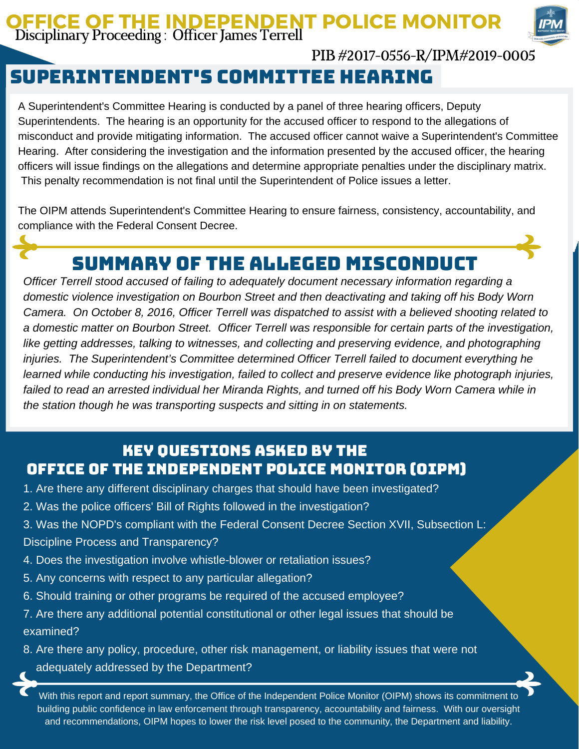# OFFICE OF THE INDEPENDENT POLICE MONITOR

Disciplinary Proceeding : Officer James Terrell

PIB #2017-0556-R/IPM#2019-0005

## SUPERINTENDENT'S COMMITTEE HEARING

A Superintendent's Committee Hearing is conducted by a panel of three hearing officers, Deputy Superintendents. The hearing is an opportunity for the accused officer to respond to the allegations of misconduct and provide mitigating information. The accused officer cannot waive a Superintendent's Committee Hearing. After considering the investigation and the information presented by the accused officer, the hearing officers will issue findings on the allegations and determine appropriate penalties under the disciplinary matrix. This penalty recommendation is not final until the Superintendent of Police issues a letter.

The OIPM attends Superintendent's Committee Hearing to ensure fairness, consistency, accountability, and compliance with the Federal Consent Decree.

## SUMMARY OF THE ALLEGED MISCONDUCT

*Officer Terrell stood accused of failing to adequately document necessary information regarding a domestic violence investigation on Bourbon Street and then deactivating and taking off his Body Worn Camera. On October 8, 2016, Officer Terrell was dispatched to assist with a believed shooting related to a domestic matter on Bourbon Street. Officer Terrell was responsible for certain parts of the investigation, like getting addresses, talking to witnesses, and collecting and preserving evidence, and photographing injuries. The Superintendent's Committee determined Officer Terrell failed to document everything he learned while conducting his investigation, failed to collect and preserve evidence like photograph injuries, failed to read an arrested individual her Miranda Rights, and turned off his Body Worn Camera while in the station though he was transporting suspects and sitting in on statements.*

## KEY QUESTIONS ASKED BY THE OFFICE OF THE INDEPENDENT POLICE MONITOR (OIPM)

1. Are there any different disciplinary charges that should have been investigated?
2. Was the police officers' Bill of Rights followed in the investigation?
3. Was the NOPD's compliant with the Federal Consent Decree Section XVII, Subsection L: Discipline Process and Transparency?
4. Does the investigation involve whistle-blower or retaliation issues?
5. Any concerns with respect to any particular allegation?
6. Should training or other programs be required of the accused employee?
7. Are there any additional potential constitutional or other legal issues that should be examined?
8. Are there any policy, procedure, other risk management, or liability issues that were not adequately addressed by the Department?

With this report and report summary, the Office of the Independent Police Monitor (OIPM) shows its commitment to building public confidence in law enforcement through transparency, accountability and fairness. With our oversight and recommendations, OIPM hopes to lower the risk level posed to the community, the Department and liability.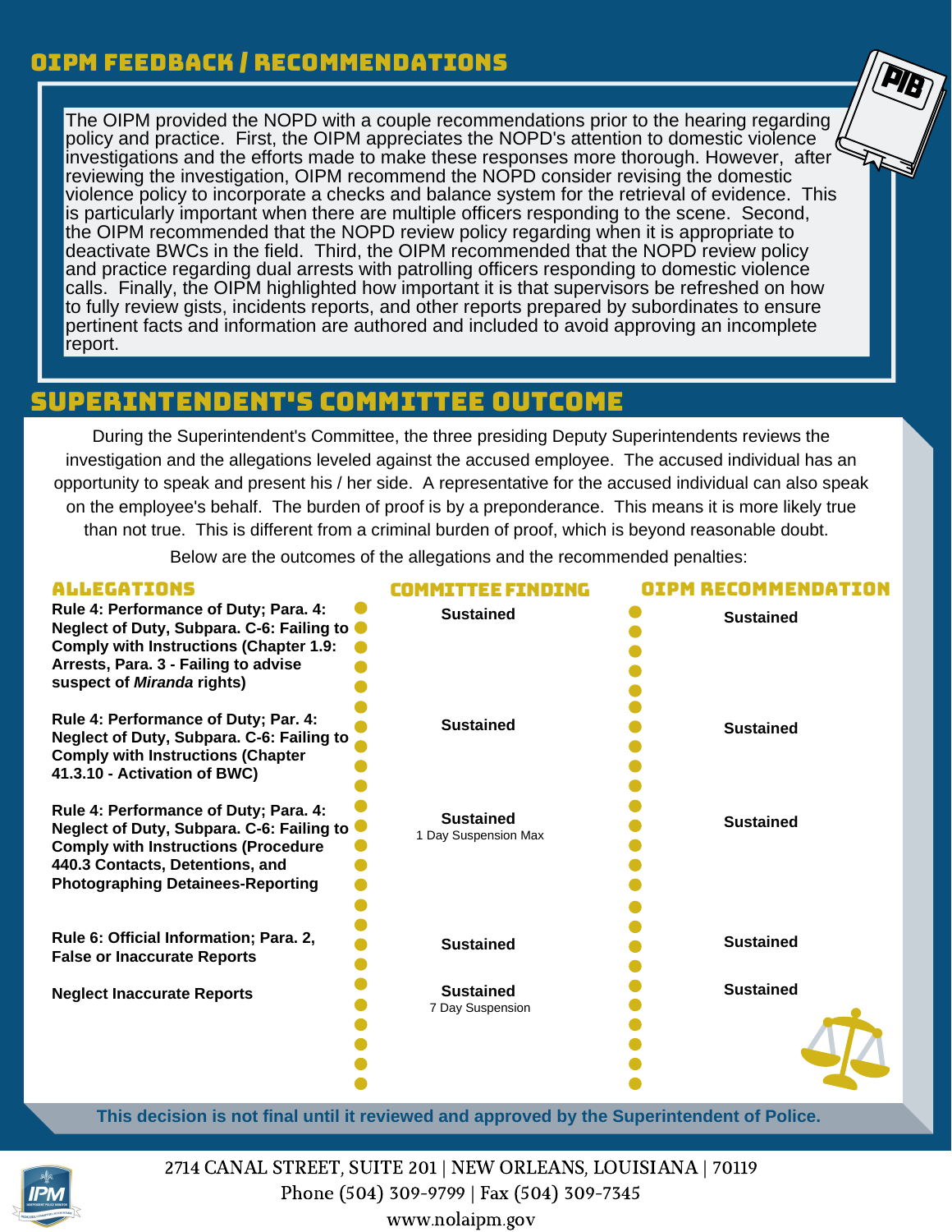## OIPM FEEDBACK / RECOMMENDATIONS

The OIPM provided the NOPD with a couple recommendations prior to the hearing regarding policy and practice. First, the OIPM appreciates the NOPD's attention to domestic violence investigations and the efforts made to make these responses more thorough. However, after reviewing the investigation, OIPM recommend the NOPD consider revising the domestic violence policy to incorporate a checks and balance system for the retrieval of evidence. This is particularly important when there are multiple officers responding to the scene. Second, the OIPM recommended that the NOPD review policy regarding when it is appropriate to deactivate BWCs in the field. Third, the OIPM recommended that the NOPD review policy and practice regarding dual arrests with patrolling officers responding to domestic violence calls. Finally, the OIPM highlighted how important it is that supervisors be refreshed on how to fully review gists, incidents reports, and other reports prepared by subordinates to ensure pertinent facts and information are authored and included to avoid approving an incomplete report.

## SUPERINTENDENT'S COMMITTEE OUTCOME

During the Superintendent's Committee, the three presiding Deputy Superintendents reviews the investigation and the allegations leveled against the accused employee. The accused individual has an opportunity to speak and present his / her side. A representative for the accused individual can also speak on the employee's behalf. The burden of proof is by a preponderance. This means it is more likely true than not true. This is different from a criminal burden of proof, which is beyond reasonable doubt.

Below are the outcomes of the allegations and the recommended penalties:

| ALLEGATIONS | COMMITTEE FINDING | OIPM RECOMMENDATION |
|---|---|---|
| **Rule 4: Performance of Duty; Para. 4: Neglect of Duty, Subpara. C-6: Failing to Comply with Instructions (Chapter 1.9: Arrests, Para. 3 - Failing to advise suspect of *Miranda* rights)** | **Sustained** | **Sustained** |
| **Rule 4: Performance of Duty; Par. 4: Neglect of Duty, Subpara. C-6: Failing to Comply with Instructions (Chapter 41.3.10 - Activation of BWC)** | **Sustained** | **Sustained** |
| **Rule 4: Performance of Duty; Para. 4: Neglect of Duty, Subpara. C-6: Failing to Comply with Instructions (Procedure 440.3 Contacts, Detentions, and Photographing Detainees-Reporting** | **Sustained** 1 Day Suspension Max | **Sustained** |
| **Rule 6: Official Information; Para. 2, False or Inaccurate Reports** | **Sustained** | **Sustained** |
| **Neglect Inaccurate Reports** | **Sustained** 7 Day Suspension | **Sustained** |

**This decision is not final until it reviewed and approved by the Superintendent of Police.**

2714 CANAL STREET, SUITE 201 | NEW ORLEANS, LOUISIANA | 70119
Phone (504) 309-9799 | Fax (504) 309-7345
www.nolaipm.gov